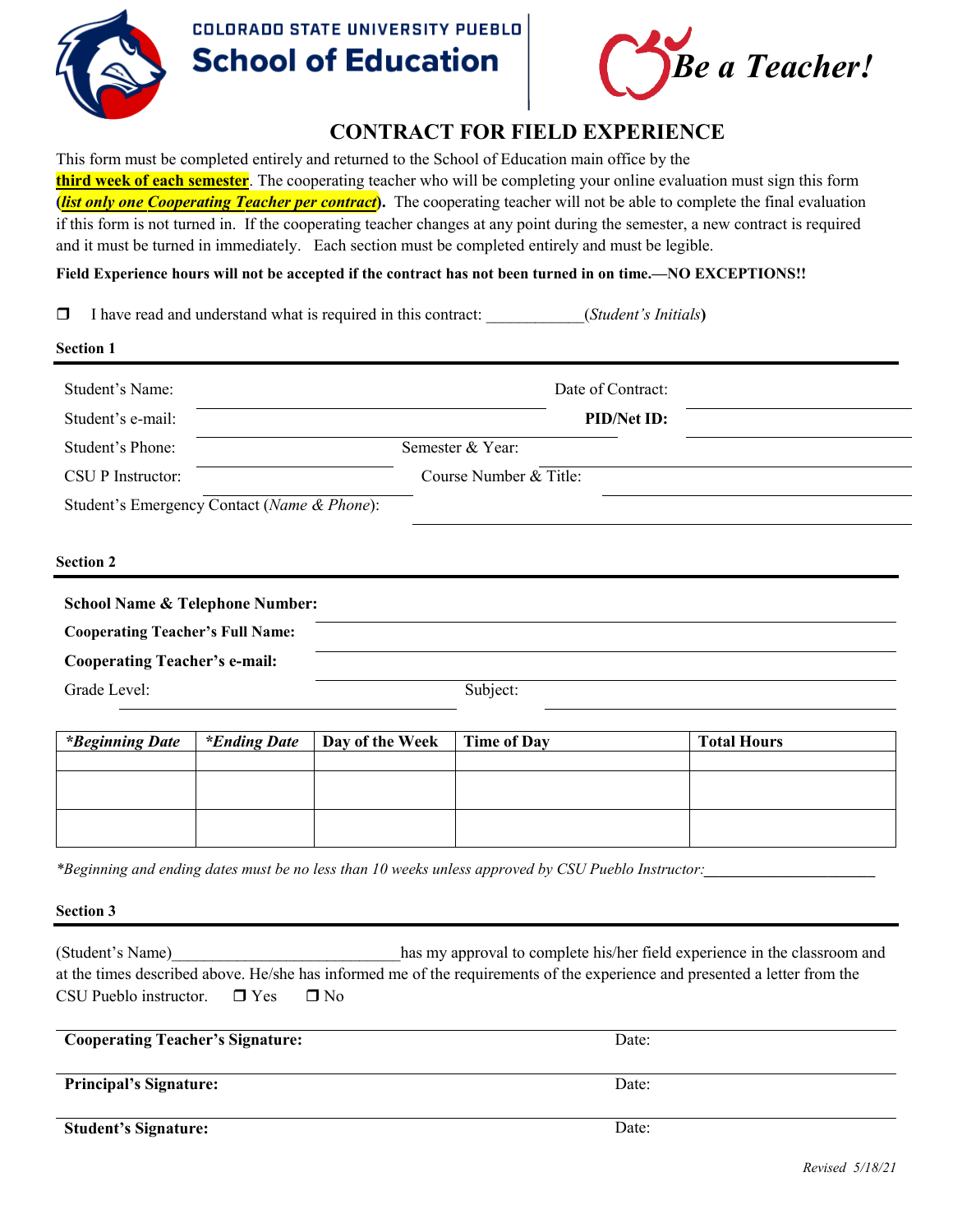COLORADO STATE UNIVERSITY PUEBLO

**School of Education**

*Be a Teacher!*

# CONTRACT FOR FIELD EXPERIENCE

This form must be completed entirely and returned to the School of Education main office by the **third week of each semester**. The cooperating teacher who will be completing your online evaluation must sign this form **(*list only one Cooperating Teacher per contract*).** The cooperating teacher will not be able to complete the final evaluation if this form is not turned in. If the cooperating teacher changes at any point during the semester, a new contract is required and it must be turned in immediately. Each section must be completed entirely and must be legible.

**Field Experience hours will not be accepted if the contract has not been turned in on time.—NO EXCEPTIONS!!**

❒ I have read and understand what is required in this contract: ____________(*Student's Initials*)

**Section 1**

Student's Name: ______________________________ Date of Contract: ____________________

Student's e-mail: ______________________________ **PID/Net ID:** ____________________

Student's Phone: ____________________ Semester & Year: ____________________

CSU P Instructor: ____________________ Course Number & Title: ____________________

Student's Emergency Contact (*Name & Phone*): ______________________________

**Section 2**

**School Name & Telephone Number:** ______________________________

**Cooperating Teacher's Full Name:** ______________________________

**Cooperating Teacher's e-mail:** ______________________________

Grade Level: ____________________ Subject: ____________________

| *\*Beginning Date* | *\*Ending Date* | Day of the Week | Time of Day | Total Hours |
|---|---|---|---|---|
| | | | | |
| | | | | |
| | | | | |

*\*Beginning and ending dates must be no less than 10 weeks unless approved by CSU Pueblo Instructor:*______________________

**Section 3**

(Student's Name)____________________________has my approval to complete his/her field experience in the classroom and at the times described above. He/she has informed me of the requirements of the experience and presented a letter from the CSU Pueblo instructor. ❒ Yes ❒ No

**Cooperating Teacher's Signature:** Date:

**Principal's Signature:** Date:

**Student's Signature:** Date:

*Revised 5/18/21*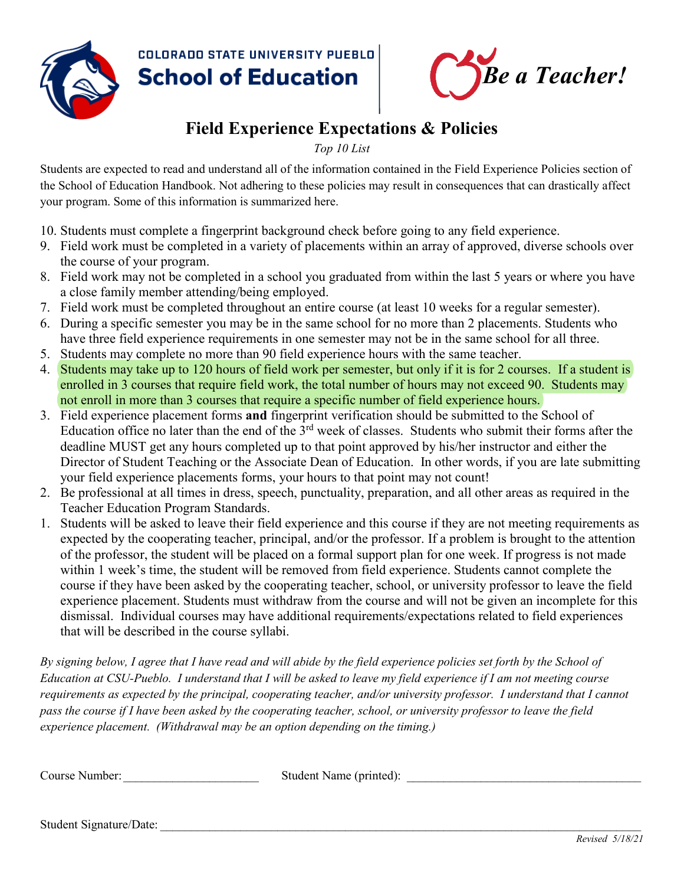COLORADO STATE UNIVERSITY PUEBLO

**School of Education**

*Be a Teacher!*

# Field Experience Expectations & Policies

*Top 10 List*

Students are expected to read and understand all of the information contained in the Field Experience Policies section of the School of Education Handbook. Not adhering to these policies may result in consequences that can drastically affect your program. Some of this information is summarized here.

10. Students must complete a fingerprint background check before going to any field experience.
9. Field work must be completed in a variety of placements within an array of approved, diverse schools over the course of your program.
8. Field work may not be completed in a school you graduated from within the last 5 years or where you have a close family member attending/being employed.
7. Field work must be completed throughout an entire course (at least 10 weeks for a regular semester).
6. During a specific semester you may be in the same school for no more than 2 placements. Students who have three field experience requirements in one semester may not be in the same school for all three.
5. Students may complete no more than 90 field experience hours with the same teacher.
4. Students may take up to 120 hours of field work per semester, but only if it is for 2 courses. If a student is enrolled in 3 courses that require field work, the total number of hours may not exceed 90. Students may not enroll in more than 3 courses that require a specific number of field experience hours.
3. Field experience placement forms **and** fingerprint verification should be submitted to the School of Education office no later than the end of the 3rd week of classes. Students who submit their forms after the deadline MUST get any hours completed up to that point approved by his/her instructor and either the Director of Student Teaching or the Associate Dean of Education. In other words, if you are late submitting your field experience placements forms, your hours to that point may not count!
2. Be professional at all times in dress, speech, punctuality, preparation, and all other areas as required in the Teacher Education Program Standards.
1. Students will be asked to leave their field experience and this course if they are not meeting requirements as expected by the cooperating teacher, principal, and/or the professor. If a problem is brought to the attention of the professor, the student will be placed on a formal support plan for one week. If progress is not made within 1 week's time, the student will be removed from field experience. Students cannot complete the course if they have been asked by the cooperating teacher, school, or university professor to leave the field experience placement. Students must withdraw from the course and will not be given an incomplete for this dismissal. Individual courses may have additional requirements/expectations related to field experiences that will be described in the course syllabi.

*By signing below, I agree that I have read and will abide by the field experience policies set forth by the School of Education at CSU-Pueblo. I understand that I will be asked to leave my field experience if I am not meeting course requirements as expected by the principal, cooperating teacher, and/or university professor. I understand that I cannot pass the course if I have been asked by the cooperating teacher, school, or university professor to leave the field experience placement. (Withdrawal may be an option depending on the timing.)*

Course Number: \_\_\_\_\_\_\_\_\_\_\_\_\_\_\_\_\_\_\_\_\_\_ Student Name (printed): \_\_\_\_\_\_\_\_\_\_\_\_\_\_\_\_\_\_\_\_\_\_\_\_\_\_\_\_\_\_\_\_\_\_\_\_\_\_

Student Signature/Date: \_\_\_\_\_\_\_\_\_\_\_\_\_\_\_\_\_\_\_\_\_\_\_\_\_\_\_\_\_\_\_\_\_\_\_\_\_\_\_\_\_\_\_\_\_\_\_\_\_\_\_\_\_\_\_\_\_\_\_\_\_\_\_\_\_\_\_\_\_\_\_\_

*Revised 5/18/21*